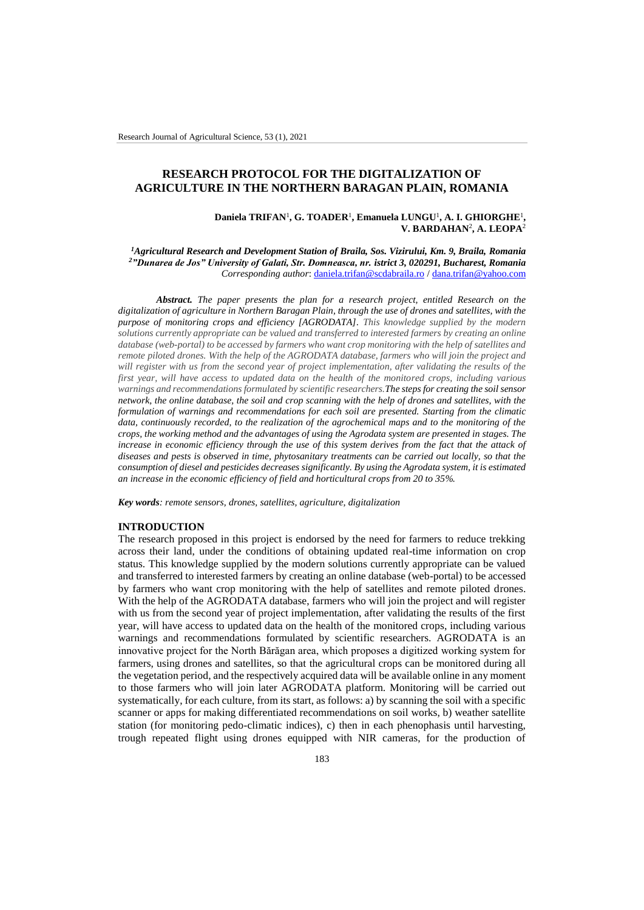# RESEARCH PROTOCOL FOR THE DIGITALIZATION OF AGRICULTURE IN THE NORTHERN BARAGAN PLAIN, ROMANIA

**Daniela TRIFAN**[1], **G. TOADER**[1], **Emanuela LUNGU**[1], **A. I. GHIORGHE**[1], **V. BARDAHAN**[2], **A. LEOPA**[2]

*[1]Agricultural Research and Development Station of Braila, Sos. Vizirului, Km. 9, Braila, Romania*
*[2]"Dunarea de Jos" University of Galati, Str. Domneasca, nr. istrict 3, 020291, Bucharest, Romania*
*Corresponding author*: daniela.trifan@scdabraila.ro / dana.trifan@yahoo.com

***Abstract.*** *The paper presents the plan for a research project, entitled Research on the digitalization of agriculture in Northern Baragan Plain, through the use of drones and satellites, with the purpose of monitoring crops and efficiency [AGRODATA]. This knowledge supplied by the modern solutions currently appropriate can be valued and transferred to interested farmers by creating an online database (web-portal) to be accessed by farmers who want crop monitoring with the help of satellites and remote piloted drones. With the help of the AGRODATA database, farmers who will join the project and will register with us from the second year of project implementation, after validating the results of the first year, will have access to updated data on the health of the monitored crops, including various warnings and recommendations formulated by scientific researchers. The steps for creating the soil sensor network, the online database, the soil and crop scanning with the help of drones and satellites, with the formulation of warnings and recommendations for each soil are presented. Starting from the climatic data, continuously recorded, to the realization of the agrochemical maps and to the monitoring of the crops, the working method and the advantages of using the Agrodata system are presented in stages. The increase in economic efficiency through the use of this system derives from the fact that the attack of diseases and pests is observed in time, phytosanitary treatments can be carried out locally, so that the consumption of diesel and pesticides decreases significantly. By using the Agrodata system, it is estimated an increase in the economic efficiency of field and horticultural crops from 20 to 35%.*

***Key words****: remote sensors, drones, satellites, agriculture, digitalization*

## INTRODUCTION

The research proposed in this project is endorsed by the need for farmers to reduce trekking across their land, under the conditions of obtaining updated real-time information on crop status. This knowledge supplied by the modern solutions currently appropriate can be valued and transferred to interested farmers by creating an online database (web-portal) to be accessed by farmers who want crop monitoring with the help of satellites and remote piloted drones. With the help of the AGRODATA database, farmers who will join the project and will register with us from the second year of project implementation, after validating the results of the first year, will have access to updated data on the health of the monitored crops, including various warnings and recommendations formulated by scientific researchers. AGRODATA is an innovative project for the North Bărăgan area, which proposes a digitized working system for farmers, using drones and satellites, so that the agricultural crops can be monitored during all the vegetation period, and the respectively acquired data will be available online in any moment to those farmers who will join later AGRODATA platform. Monitoring will be carried out systematically, for each culture, from its start, as follows: a) by scanning the soil with a specific scanner or apps for making differentiated recommendations on soil works, b) weather satellite station (for monitoring pedo-climatic indices), c) then in each phenophasis until harvesting, trough repeated flight using drones equipped with NIR cameras, for the production of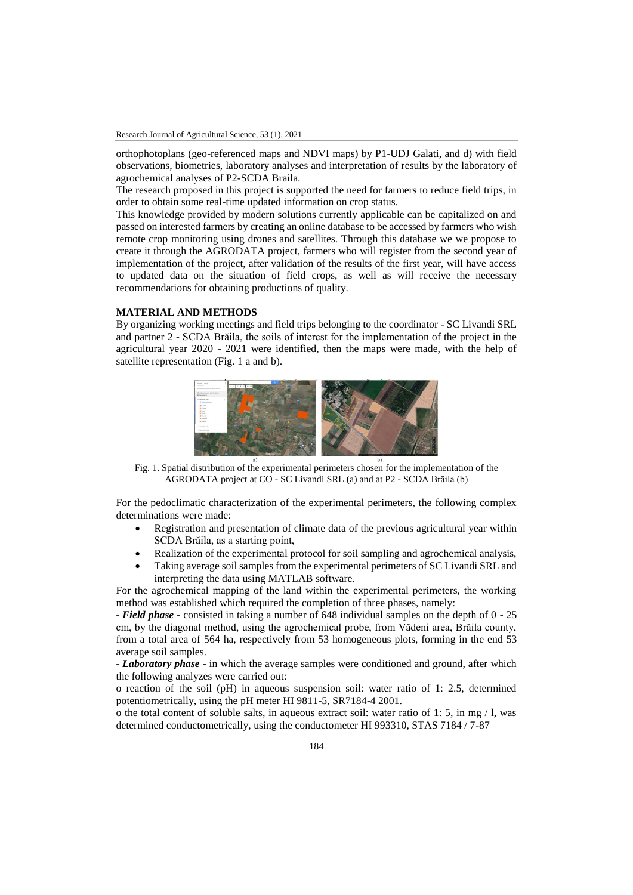orthophotoplans (geo-referenced maps and NDVI maps) by P1-UDJ Galati, and d) with field observations, biometries, laboratory analyses and interpretation of results by the laboratory of agrochemical analyses of P2-SCDA Braila.

The research proposed in this project is supported the need for farmers to reduce field trips, in order to obtain some real-time updated information on crop status.

This knowledge provided by modern solutions currently applicable can be capitalized on and passed on interested farmers by creating an online database to be accessed by farmers who wish remote crop monitoring using drones and satellites. Through this database we we propose to create it through the AGRODATA project, farmers who will register from the second year of implementation of the project, after validation of the results of the first year, will have access to updated data on the situation of field crops, as well as will receive the necessary recommendations for obtaining productions of quality.

## MATERIAL AND METHODS

By organizing working meetings and field trips belonging to the coordinator - SC Livandi SRL and partner 2 - SCDA Brăila, the soils of interest for the implementation of the project in the agricultural year 2020 - 2021 were identified, then the maps were made, with the help of satellite representation (Fig. 1 a and b).

Fig. 1. Spatial distribution of the experimental perimeters chosen for the implementation of the AGRODATA project at CO - SC Livandi SRL (a) and at P2 - SCDA Brăila (b)

For the pedoclimatic characterization of the experimental perimeters, the following complex determinations were made:

- Registration and presentation of climate data of the previous agricultural year within SCDA Brăila, as a starting point,
- Realization of the experimental protocol for soil sampling and agrochemical analysis,
- Taking average soil samples from the experimental perimeters of SC Livandi SRL and interpreting the data using MATLAB software.

For the agrochemical mapping of the land within the experimental perimeters, the working method was established which required the completion of three phases, namely:

- ***Field phase*** - consisted in taking a number of 648 individual samples on the depth of 0 - 25 cm, by the diagonal method, using the agrochemical probe, from Vădeni area, Brăila county, from a total area of 564 ha, respectively from 53 homogeneous plots, forming in the end 53 average soil samples.

- ***Laboratory phase*** - in which the average samples were conditioned and ground, after which the following analyzes were carried out:

o reaction of the soil (pH) in aqueous suspension soil: water ratio of 1: 2.5, determined potentiometrically, using the pH meter HI 9811-5, SR7184-4 2001.

o the total content of soluble salts, in aqueous extract soil: water ratio of 1: 5, in mg / l, was determined conductometrically, using the conductometer HI 993310, STAS 7184 / 7-87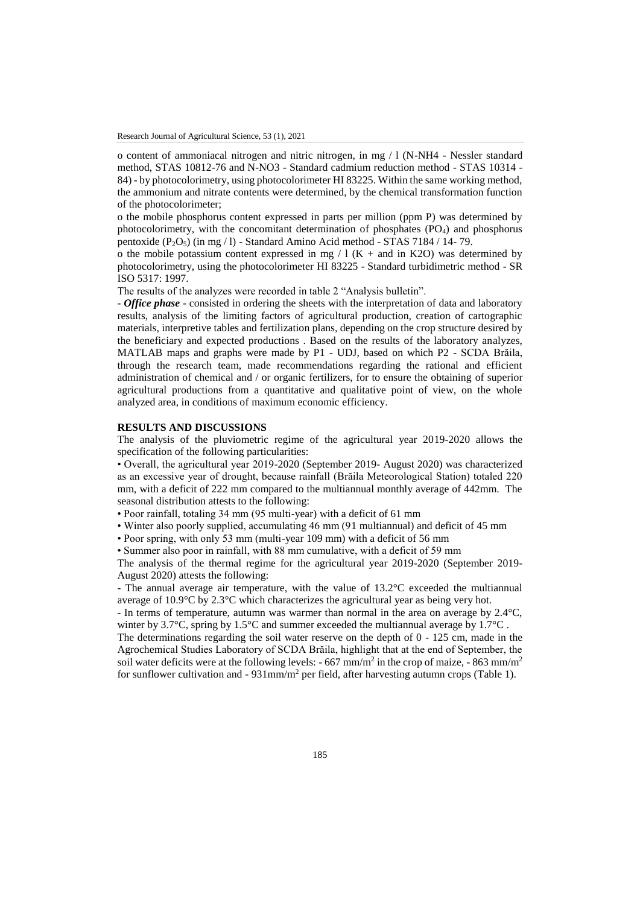o content of ammoniacal nitrogen and nitric nitrogen, in mg / l (N-NH4 - Nessler standard method, STAS 10812-76 and N-NO3 - Standard cadmium reduction method - STAS 10314 - 84) - by photocolorimetry, using photocolorimeter HI 83225. Within the same working method, the ammonium and nitrate contents were determined, by the chemical transformation function of the photocolorimeter;

o the mobile phosphorus content expressed in parts per million (ppm P) was determined by photocolorimetry, with the concomitant determination of phosphates ($PO_4$) and phosphorus pentoxide ($P_2O_5$) (in mg / l) - Standard Amino Acid method - STAS 7184 / 14- 79.

o the mobile potassium content expressed in mg / l (K + and in K2O) was determined by photocolorimetry, using the photocolorimeter HI 83225 - Standard turbidimetric method - SR ISO 5317: 1997.

The results of the analyzes were recorded in table 2 "Analysis bulletin".

- ***Office phase*** - consisted in ordering the sheets with the interpretation of data and laboratory results, analysis of the limiting factors of agricultural production, creation of cartographic materials, interpretive tables and fertilization plans, depending on the crop structure desired by the beneficiary and expected productions . Based on the results of the laboratory analyzes, MATLAB maps and graphs were made by P1 - UDJ, based on which P2 - SCDA Brăila, through the research team, made recommendations regarding the rational and efficient administration of chemical and / or organic fertilizers, for to ensure the obtaining of superior agricultural productions from a quantitative and qualitative point of view, on the whole analyzed area, in conditions of maximum economic efficiency.

## RESULTS AND DISCUSSIONS

The analysis of the pluviometric regime of the agricultural year 2019-2020 allows the specification of the following particularities:

• Overall, the agricultural year 2019-2020 (September 2019- August 2020) was characterized as an excessive year of drought, because rainfall (Brăila Meteorological Station) totaled 220 mm, with a deficit of 222 mm compared to the multiannual monthly average of 442mm. The seasonal distribution attests to the following:

• Poor rainfall, totaling 34 mm (95 multi-year) with a deficit of 61 mm

• Winter also poorly supplied, accumulating 46 mm (91 multiannual) and deficit of 45 mm

• Poor spring, with only 53 mm (multi-year 109 mm) with a deficit of 56 mm

• Summer also poor in rainfall, with 88 mm cumulative, with a deficit of 59 mm

The analysis of the thermal regime for the agricultural year 2019-2020 (September 2019- August 2020) attests the following:

- The annual average air temperature, with the value of 13.2°C exceeded the multiannual average of 10.9°C by 2.3°C which characterizes the agricultural year as being very hot.

- In terms of temperature, autumn was warmer than normal in the area on average by 2.4°C, winter by 3.7°C, spring by 1.5°C and summer exceeded the multiannual average by 1.7°C .

The determinations regarding the soil water reserve on the depth of 0 - 125 cm, made in the Agrochemical Studies Laboratory of SCDA Brăila, highlight that at the end of September, the soil water deficits were at the following levels: - 667 mm/$m^2$ in the crop of maize, - 863 mm/$m^2$ for sunflower cultivation and - 931mm/$m^2$ per field, after harvesting autumn crops (Table 1).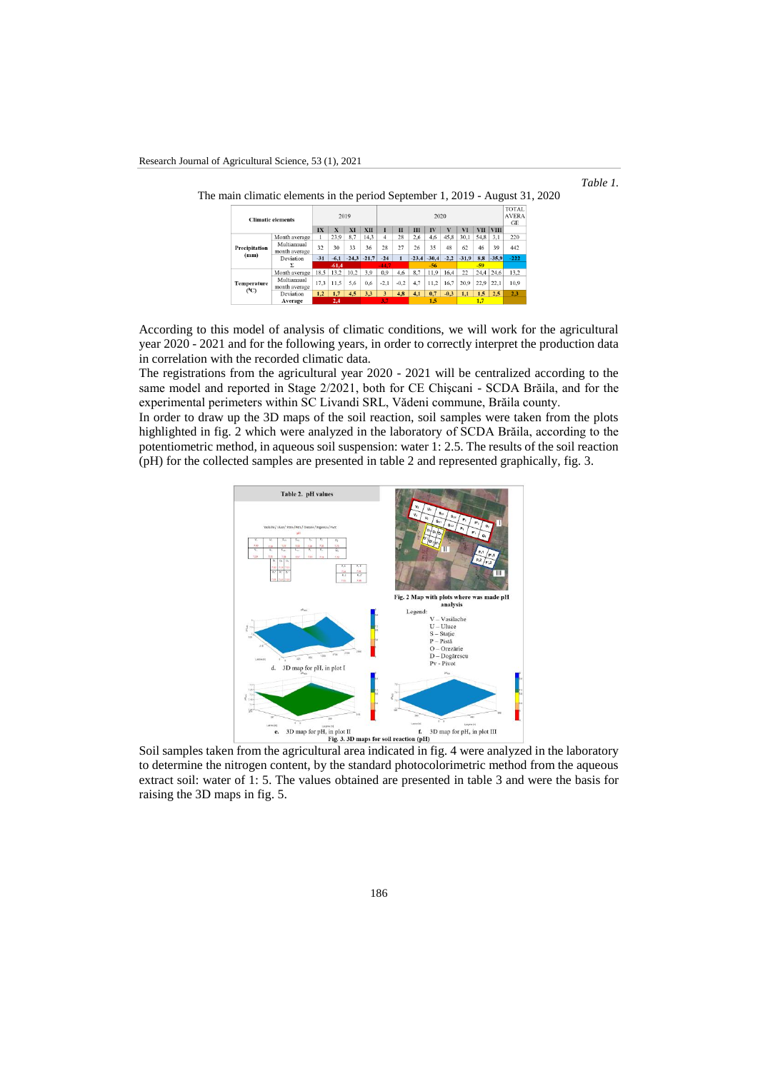*Table 1.*

The main climatic elements in the period September 1, 2019 - August 31, 2020

| Climatic elements | | 2019 | | | | 2020 | | | | | | | | TOTAL AVERAGE |
|---|---|---|---|---|---|---|---|---|---|---|---|---|---|---|
| | | IX | X | XI | XII | I | II | III | IV | V | VI | VII | VIII | |
| Precipitation (mm) | Month average | 1 | 23,9 | 8,7 | 14,3 | 4 | 28 | 2,6 | 4,6 | 45,8 | 30,1 | 54,8 | 3,1 | 220 |
| | Multiannual month average | 32 | 30 | 33 | 36 | 28 | 27 | 26 | 35 | 48 | 62 | 46 | 39 | 442 |
| | Deviation | -31 | -6,1 | -24,3 | -21,7 | -24 | 1 | -23,4 | -30,4 | -2,2 | -31,9 | 8,8 | -35,9 | -222 |
| | Σ | | -61,4 | | | -44,7 | | | -56 | | | -59 | | |
| Temperature (°C) | Month average | 18,5 | 13,2 | 10,2 | 3,9 | 0,9 | 4,6 | 8,7 | 11,9 | 16,4 | 22 | 24,4 | 24,6 | 13,2 |
| | Multiannual month average | 17,3 | 11,5 | 5,6 | 0,6 | -2,1 | -0,2 | 4,7 | 11,2 | 16,7 | 20,9 | 22,9 | 22,1 | 10,9 |
| | Deviation | 1,2 | 1,7 | 4,5 | 3,3 | 3 | 4,8 | 4,1 | 0,7 | -0,3 | 1,1 | 1,5 | 2,5 | 2,3 |
| | Average | | 2,4 | | | 3,7 | | | 1,5 | | | 1,7 | | |

According to this model of analysis of climatic conditions, we will work for the agricultural year 2020 - 2021 and for the following years, in order to correctly interpret the production data in correlation with the recorded climatic data.

The registrations from the agricultural year 2020 - 2021 will be centralized according to the same model and reported in Stage 2/2021, both for CE Chişcani - SCDA Brăila, and for the experimental perimeters within SC Livandi SRL, Vădeni commune, Brăila county.

In order to draw up the 3D maps of the soil reaction, soil samples were taken from the plots highlighted in fig. 2 which were analyzed in the laboratory of SCDA Brăila, according to the potentiometric method, in aqueous soil suspension: water 1: 2.5. The results of the soil reaction (pH) for the collected samples are presented in table 2 and represented graphically, fig. 3.

Table 2. pH values

Fig. 2 Map with plots where was made pH analysis

Legend:
V – Vasilache
U – Uluce
S – Stație
P – Pistă
O – Orezărie
D – Dogărescu
Pv - Pivot

d. 3D map for pH, in plot I

e. 3D map for pH, in plot II

f. 3D map for pH, in plot III

Fig. 3. 3D maps for soil reaction (pH)

Soil samples taken from the agricultural area indicated in fig. 4 were analyzed in the laboratory to determine the nitrogen content, by the standard photocolorimetric method from the aqueous extract soil: water of 1: 5. The values obtained are presented in table 3 and were the basis for raising the 3D maps in fig. 5.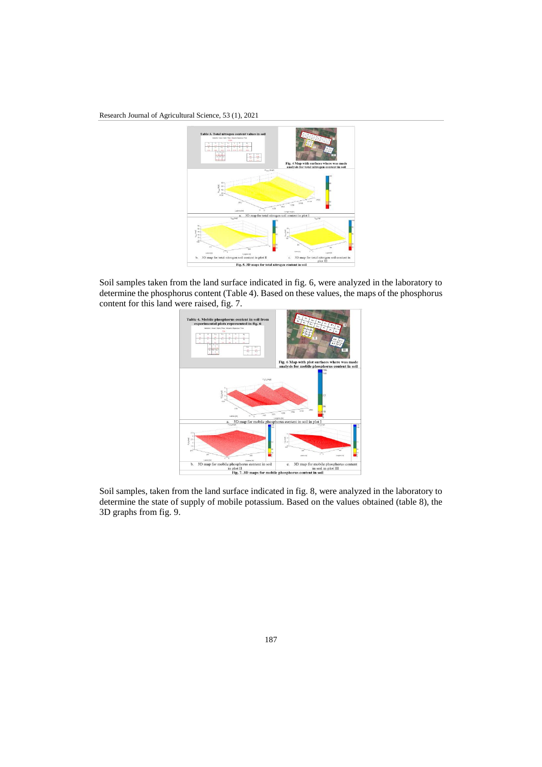Table 3. Total nitrogen content values in soil

Fig. 4 Map with surfaces where was made analysis for total nitrogen content in soil

a. 3D map for total nitrogen soil content in plot I

b. 3D map for total nitrogen soil content in plot II

c. 3D map for total nitrogen soil content in plot III

Fig. 5. 3D maps for total nitrogen content in soil

Soil samples taken from the land surface indicated in fig. 6, were analyzed in the laboratory to determine the phosphorus content (Table 4). Based on these values, the maps of the phosphorus content for this land were raised, fig. 7.

Table 4. Mobile phosphorus content in soil from experimental plots represented in fig. 6

Fig. 6 Map with plot surfaces where was made analysis for mobile phosphorus content in soil

a. 3D map for mobile phosphorus content in soil in plot I

b. 3D map for mobile phosphorus content in soil in plot II

c. 3D map for mobile phosphorus content in soil in plot III

Fig. 7. 3D maps for mobile phosphorus content in soil

Soil samples, taken from the land surface indicated in fig. 8, were analyzed in the laboratory to determine the state of supply of mobile potassium. Based on the values obtained (table 8), the 3D graphs from fig. 9.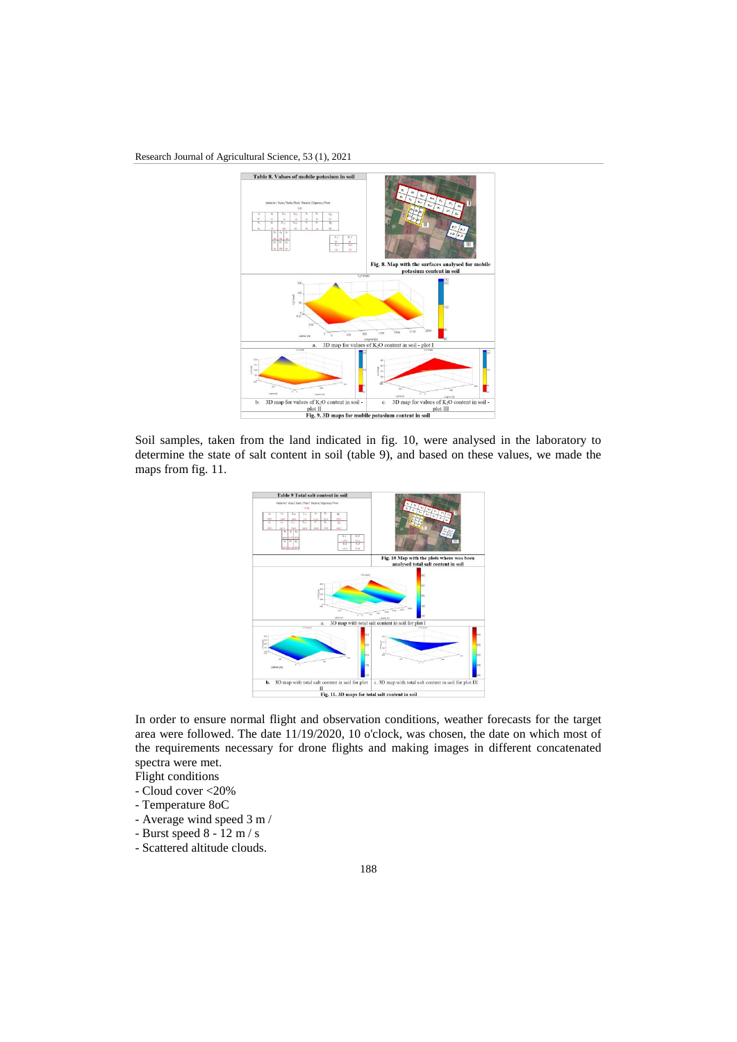**Table 8. Values of mobile potassium in soil**

Fig. 8. Map with the surfaces analysed for mobile potassium content in soil

a. 3D map for values of $K_2O$ content in soil - plot I

b. 3D map for values of $K_2O$ content in soil - plot II

c. 3D map for values of $K_2O$ content in soil - plot III

**Fig. 9. 3D maps for mobile potassium content in soil**

Soil samples, taken from the land indicated in fig. 10, were analysed in the laboratory to determine the state of salt content in soil (table 9), and based on these values, we made the maps from fig. 11.

**Table 9 Total salt content in soil**

Fig. 10 Map with the plots where was been analysed total salt content in soil

a. 3D map with total salt content in soil for plot I

b. 3D map with total salt content in soil for plot II

c. 3D map with total salt content in soil for plot III

**Fig. 11. 3D maps for total salt content in soil**

In order to ensure normal flight and observation conditions, weather forecasts for the target area were followed. The date 11/19/2020, 10 o'clock, was chosen, the date on which most of the requirements necessary for drone flights and making images in different concatenated spectra were met.

Flight conditions

- Cloud cover <20%
- Temperature 8oC
- Average wind speed 3 m /
- Burst speed 8 - 12 m / s
- Scattered altitude clouds.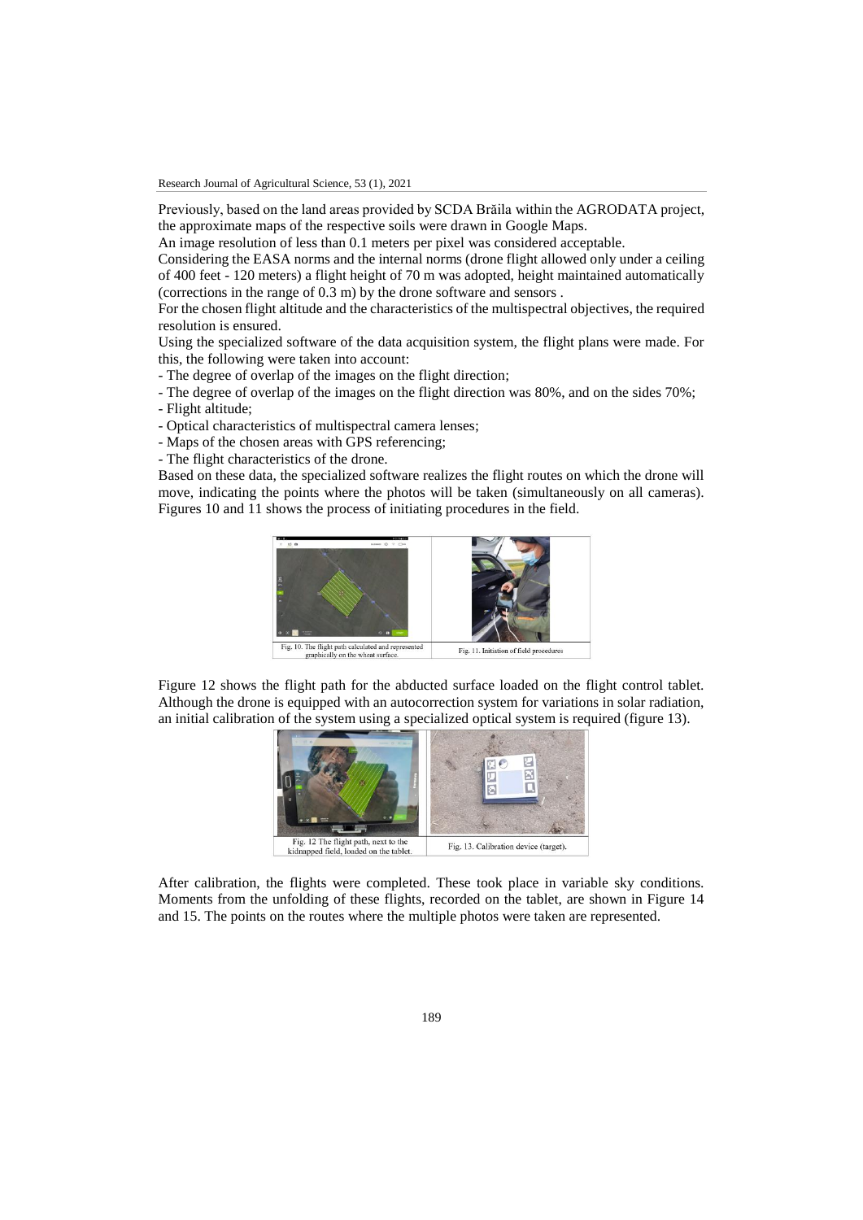Previously, based on the land areas provided by SCDA Brăila within the AGRODATA project, the approximate maps of the respective soils were drawn in Google Maps.

An image resolution of less than 0.1 meters per pixel was considered acceptable.

Considering the EASA norms and the internal norms (drone flight allowed only under a ceiling of 400 feet - 120 meters) a flight height of 70 m was adopted, height maintained automatically (corrections in the range of 0.3 m) by the drone software and sensors .

For the chosen flight altitude and the characteristics of the multispectral objectives, the required resolution is ensured.

Using the specialized software of the data acquisition system, the flight plans were made. For this, the following were taken into account:

- The degree of overlap of the images on the flight direction;
- The degree of overlap of the images on the flight direction was 80%, and on the sides 70%;
- Flight altitude;
- Optical characteristics of multispectral camera lenses;
- Maps of the chosen areas with GPS referencing;
- The flight characteristics of the drone.

Based on these data, the specialized software realizes the flight routes on which the drone will move, indicating the points where the photos will be taken (simultaneously on all cameras). Figures 10 and 11 shows the process of initiating procedures in the field.

Fig. 10. The flight path calculated and represented graphically on the wheat surface.

Fig. 11. Initiation of field procedures

Figure 12 shows the flight path for the abducted surface loaded on the flight control tablet. Although the drone is equipped with an autocorrection system for variations in solar radiation, an initial calibration of the system using a specialized optical system is required (figure 13).

Fig. 12 The flight path, next to the kidnapped field, loaded on the tablet.

Fig. 13. Calibration device (target).

After calibration, the flights were completed. These took place in variable sky conditions. Moments from the unfolding of these flights, recorded on the tablet, are shown in Figure 14 and 15. The points on the routes where the multiple photos were taken are represented.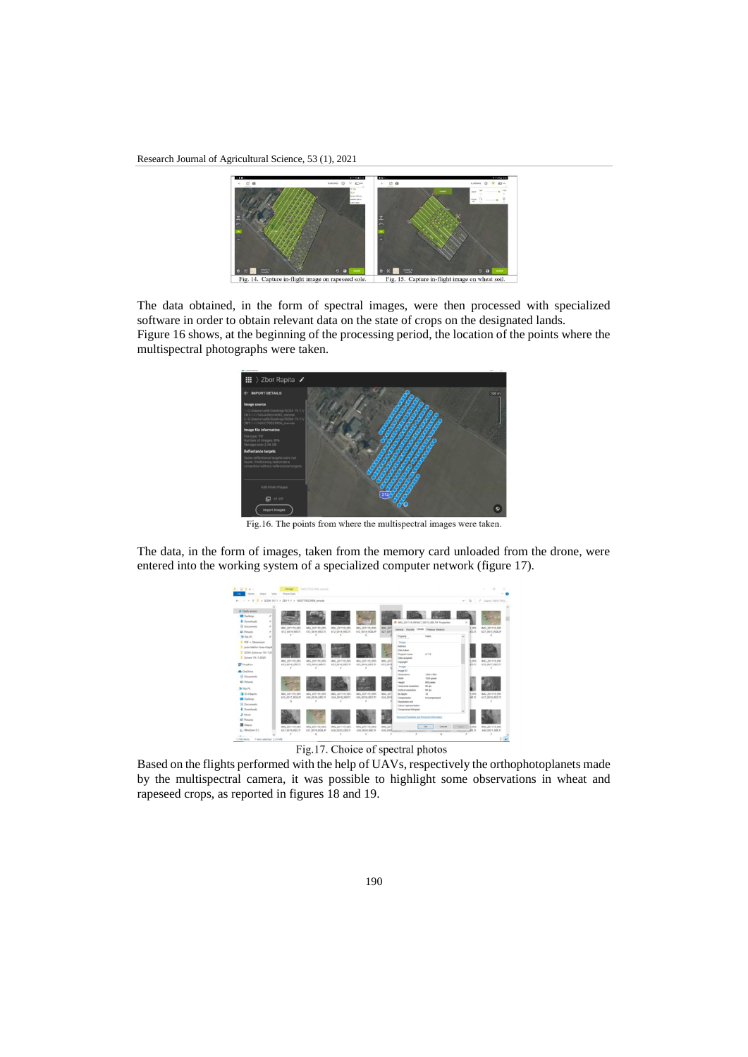Fig. 14. Capture in-flight image on rapeseed soile.

Fig. 15. Capture in-flight image on wheat soil.

The data obtained, in the form of spectral images, were then processed with specialized software in order to obtain relevant data on the state of crops on the designated lands.
Figure 16 shows, at the beginning of the processing period, the location of the points where the multispectral photographs were taken.

Fig.16. The points from where the multispectral images were taken.

The data, in the form of images, taken from the memory card unloaded from the drone, were entered into the working system of a specialized computer network (figure 17).

Fig.17. Choice of spectral photos

Based on the flights performed with the help of UAVs, respectively the orthophotoplanets made by the multispectral camera, it was possible to highlight some observations in wheat and rapeseed crops, as reported in figures 18 and 19.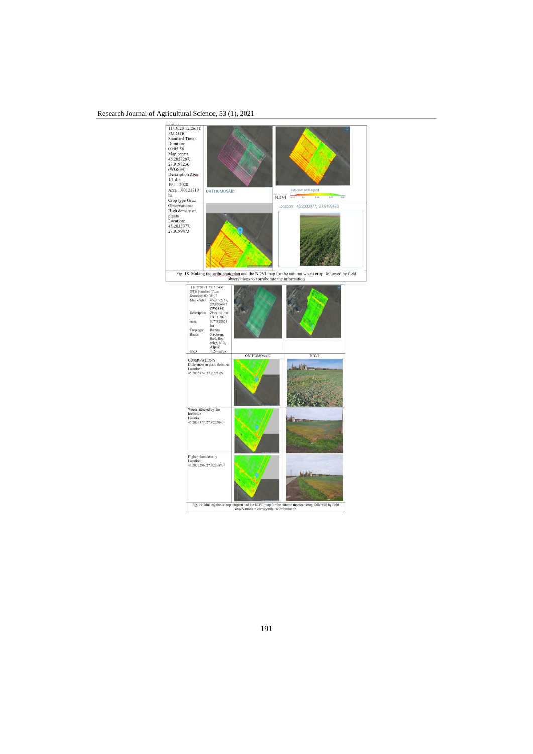| | | |
|---|---|---|
| 11/19/20 12:26:51 PM GTB Standard Time<br>Duration: 00:05:56<br>Map center 45.2027287, 27.9198236 (WGS84)<br>Description Zbor 1/1 din 19.11.2020<br>Area 1.80121719 ha<br>Crop type Grau | ORTHOMOSAIC | NDVI |
| Observations:<br>High density of plants<br>Location: 45.2033377, 27.9199473 | | Location: 45.2033377, 27.9199473 |

Fig. 18. Making the orthophotoplan and the NDVI map for the autumn wheat crop, followed by field observations to corroborate the information

| | | |
|---|---|---|
| 11/19/20 11:55:51 AM<br>GTB Standard Time<br>Duration: 00:08:07<br>Map center: 45.2052166, 27.9206997 (WGS84)<br>Description: Zbor 1/1 din 19.11.2020<br>Area: 5.77328674 ha<br>Crop type: Rapita<br>Bands: 5 (Green, Red, Red edge, NIR, Alpha)<br>GSD: 7.24 cm/px | ORTHOMOSAIC | NDVI |
| OBSERVATIONS<br>Differences in plant densities<br>Location: 45.2035174, 27.9205194 | | |
| Weeds affected by the herbicide<br>Location: 45.2038977, 27.9205040 | | |
| Higher plant density<br>Location: 45.2038296, 27.9205895 | | |

Fig. 19. Making the orthophotoplan and the NDVI map for the autumn rapeseed crop, followed by field observations to corroborate the information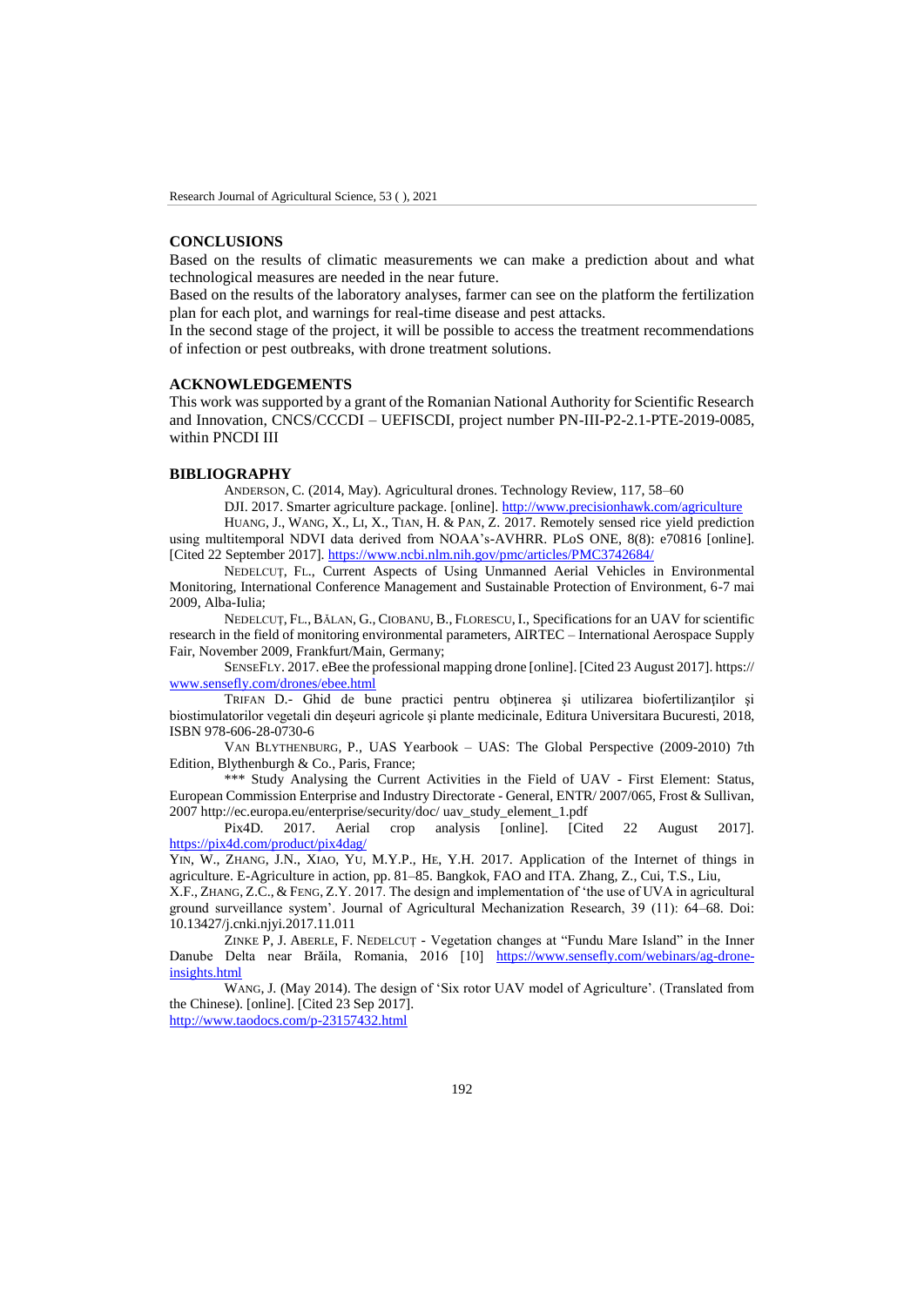## CONCLUSIONS

Based on the results of climatic measurements we can make a prediction about and what technological measures are needed in the near future.

Based on the results of the laboratory analyses, farmer can see on the platform the fertilization plan for each plot, and warnings for real-time disease and pest attacks.

In the second stage of the project, it will be possible to access the treatment recommendations of infection or pest outbreaks, with drone treatment solutions.

## ACKNOWLEDGEMENTS

This work was supported by a grant of the Romanian National Authority for Scientific Research and Innovation, CNCS/CCCDI – UEFISCDI, project number PN-III-P2-2.1-PTE-2019-0085, within PNCDI III

## BIBLIOGRAPHY

ANDERSON, C. (2014, May). Agricultural drones. Technology Review, 117, 58–60

DJI. 2017. Smarter agriculture package. [online]. http://www.precisionhawk.com/agriculture

HUANG, J., WANG, X., LI, X., TIAN, H. & PAN, Z. 2017. Remotely sensed rice yield prediction using multitemporal NDVI data derived from NOAA's-AVHRR. PLoS ONE, 8(8): e70816 [online]. [Cited 22 September 2017]. https://www.ncbi.nlm.nih.gov/pmc/articles/PMC3742684/

NEDELCUȚ, FL., Current Aspects of Using Unmanned Aerial Vehicles in Environmental Monitoring, International Conference Management and Sustainable Protection of Environment, 6-7 mai 2009, Alba-Iulia;

NEDELCUȚ, FL., BĂLAN, G., CIOBANU, B., FLORESCU, I., Specifications for an UAV for scientific research in the field of monitoring environmental parameters, AIRTEC – International Aerospace Supply Fair, November 2009, Frankfurt/Main, Germany;

SENSEFLY. 2017. eBee the professional mapping drone [online]. [Cited 23 August 2017]. https://www.sensefly.com/drones/ebee.html

TRIFAN D.- Ghid de bune practici pentru obținerea și utilizarea biofertilizanților și biostimulatorilor vegetali din deșeuri agricole și plante medicinale, Editura Universitara Bucuresti, 2018, ISBN 978-606-28-0730-6

VAN BLYTHENBURG, P., UAS Yearbook – UAS: The Global Perspective (2009-2010) 7th Edition, Blythenburgh & Co., Paris, France;

*** Study Analysing the Current Activities in the Field of UAV - First Element: Status, European Commission Enterprise and Industry Directorate - General, ENTR/ 2007/065, Frost & Sullivan, 2007 http://ec.europa.eu/enterprise/security/doc/ uav_study_element_1.pdf

Pix4D. 2017. Aerial crop analysis [online]. [Cited 22 August 2017]. https://pix4d.com/product/pix4dag/

YIN, W., ZHANG, J.N., XIAO, YU, M.Y.P., HE, Y.H. 2017. Application of the Internet of things in agriculture. E-Agriculture in action, pp. 81–85. Bangkok, FAO and ITA. Zhang, Z., Cui, T.S., Liu, X.F., ZHANG, Z.C., & FENG, Z.Y. 2017. The design and implementation of 'the use of UVA in agricultural ground surveillance system'. Journal of Agricultural Mechanization Research, 39 (11): 64–68. Doi: 10.13427/j.cnki.njyi.2017.11.011

ZINKE P, J. ABERLE, F. NEDELCUȚ - Vegetation changes at "Fundu Mare Island" in the Inner Danube Delta near Brăila, Romania, 2016 [10] https://www.sensefly.com/webinars/ag-drone-insights.html

WANG, J. (May 2014). The design of 'Six rotor UAV model of Agriculture'. (Translated from the Chinese). [online]. [Cited 23 Sep 2017]. http://www.taodocs.com/p-23157432.html